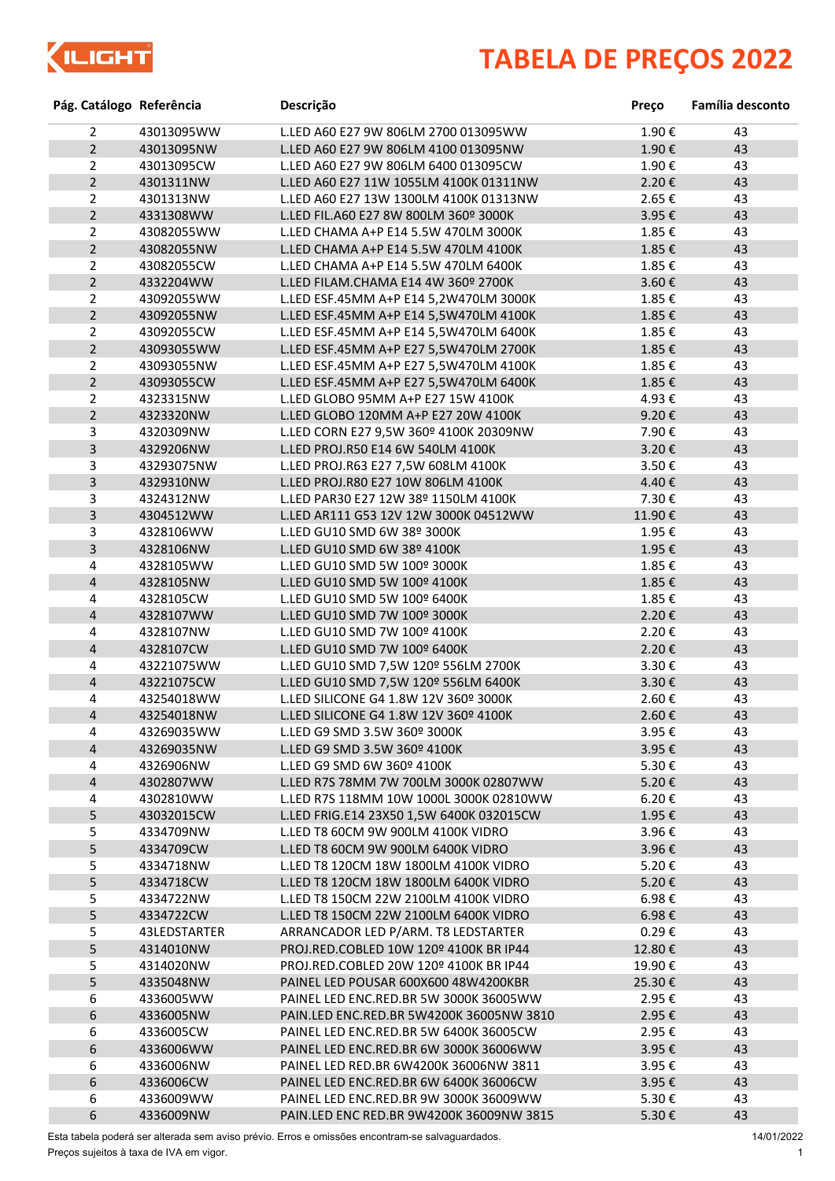# TABELA DE PREÇOS 2022

| Pág. Catálogo | Referência | Descrição | Preço | Família desconto |
|---|---|---|---|---|
| 2 | 43013095WW | L.LED A60 E27 9W 806LM 2700 013095WW | 1.90 € | 43 |
| 2 | 43013095NW | L.LED A60 E27 9W 806LM 4100 013095NW | 1.90 € | 43 |
| 2 | 43013095CW | L.LED A60 E27 9W 806LM 6400 013095CW | 1.90 € | 43 |
| 2 | 4301311NW | L.LED A60 E27 11W 1055LM 4100K 01311NW | 2.20 € | 43 |
| 2 | 4301313NW | L.LED A60 E27 13W 1300LM 4100K 01313NW | 2.65 € | 43 |
| 2 | 4331308WW | L.LED FIL.A60 E27 8W 800LM 360º 3000K | 3.95 € | 43 |
| 2 | 43082055WW | L.LED CHAMA A+P E14 5.5W 470LM 3000K | 1.85 € | 43 |
| 2 | 43082055NW | L.LED CHAMA A+P E14 5.5W 470LM 4100K | 1.85 € | 43 |
| 2 | 43082055CW | L.LED CHAMA A+P E14 5.5W 470LM 6400K | 1.85 € | 43 |
| 2 | 4332204WW | L.LED FILAM.CHAMA E14 4W 360º 2700K | 3.60 € | 43 |
| 2 | 43092055WW | L.LED ESF.45MM A+P E14 5,2W470LM 3000K | 1.85 € | 43 |
| 2 | 43092055NW | L.LED ESF.45MM A+P E14 5,5W470LM 4100K | 1.85 € | 43 |
| 2 | 43092055CW | L.LED ESF.45MM A+P E14 5,5W470LM 6400K | 1.85 € | 43 |
| 2 | 43093055WW | L.LED ESF.45MM A+P E27 5,5W470LM 2700K | 1.85 € | 43 |
| 2 | 43093055NW | L.LED ESF.45MM A+P E27 5,5W470LM 4100K | 1.85 € | 43 |
| 2 | 43093055CW | L.LED ESF.45MM A+P E27 5,5W470LM 6400K | 1.85 € | 43 |
| 2 | 4323315NW | L.LED GLOBO 95MM A+P E27 15W 4100K | 4.93 € | 43 |
| 2 | 4323320NW | L.LED GLOBO 120MM A+P E27 20W 4100K | 9.20 € | 43 |
| 3 | 4320309NW | L.LED CORN E27 9,5W 360º 4100K 20309NW | 7.90 € | 43 |
| 3 | 4329206NW | L.LED PROJ.R50 E14 6W 540LM 4100K | 3.20 € | 43 |
| 3 | 43293075NW | L.LED PROJ.R63 E27 7,5W 608LM 4100K | 3.50 € | 43 |
| 3 | 4329310NW | L.LED PROJ.R80 E27 10W 806LM 4100K | 4.40 € | 43 |
| 3 | 4324312NW | L.LED PAR30 E27 12W 38º 1150LM 4100K | 7.30 € | 43 |
| 3 | 4304512WW | L.LED AR111 G53 12V 12W 3000K 04512WW | 11.90 € | 43 |
| 3 | 4328106WW | L.LED GU10 SMD 6W 38º 3000K | 1.95 € | 43 |
| 3 | 4328106NW | L.LED GU10 SMD 6W 38º 4100K | 1.95 € | 43 |
| 4 | 4328105WW | L.LED GU10 SMD 5W 100º 3000K | 1.85 € | 43 |
| 4 | 4328105NW | L.LED GU10 SMD 5W 100º 4100K | 1.85 € | 43 |
| 4 | 4328105CW | L.LED GU10 SMD 5W 100º 6400K | 1.85 € | 43 |
| 4 | 4328107WW | L.LED GU10 SMD 7W 100º 3000K | 2.20 € | 43 |
| 4 | 4328107NW | L.LED GU10 SMD 7W 100º 4100K | 2.20 € | 43 |
| 4 | 4328107CW | L.LED GU10 SMD 7W 100º 6400K | 2.20 € | 43 |
| 4 | 43221075WW | L.LED GU10 SMD 7,5W 120º 556LM 2700K | 3.30 € | 43 |
| 4 | 43221075CW | L.LED GU10 SMD 7,5W 120º 556LM 6400K | 3.30 € | 43 |
| 4 | 43254018WW | L.LED SILICONE G4 1.8W 12V 360º 3000K | 2.60 € | 43 |
| 4 | 43254018NW | L.LED SILICONE G4 1.8W 12V 360º 4100K | 2.60 € | 43 |
| 4 | 43269035WW | L.LED G9 SMD 3.5W 360º 3000K | 3.95 € | 43 |
| 4 | 43269035NW | L.LED G9 SMD 3.5W 360º 4100K | 3.95 € | 43 |
| 4 | 4326906NW | L.LED G9 SMD 6W 360º 4100K | 5.30 € | 43 |
| 4 | 4302807WW | L.LED R7S 78MM 7W 700LM 3000K 02807WW | 5.20 € | 43 |
| 4 | 4302810WW | L.LED R7S 118MM 10W 1000L 3000K 02810WW | 6.20 € | 43 |
| 5 | 43032015CW | L.LED FRIG.E14 23X50 1,5W 6400K 032015CW | 1.95 € | 43 |
| 5 | 4334709NW | L.LED T8 60CM 9W 900LM 4100K VIDRO | 3.96 € | 43 |
| 5 | 4334709CW | L.LED T8 60CM 9W 900LM 6400K VIDRO | 3.96 € | 43 |
| 5 | 4334718NW | L.LED T8 120CM 18W 1800LM 4100K VIDRO | 5.20 € | 43 |
| 5 | 4334718CW | L.LED T8 120CM 18W 1800LM 6400K VIDRO | 5.20 € | 43 |
| 5 | 4334722NW | L.LED T8 150CM 22W 2100LM 4100K VIDRO | 6.98 € | 43 |
| 5 | 4334722CW | L.LED T8 150CM 22W 2100LM 6400K VIDRO | 6.98 € | 43 |
| 5 | 43LEDSTARTER | ARRANCADOR LED P/ARM. T8 LEDSTARTER | 0.29 € | 43 |
| 5 | 4314010NW | PROJ.RED.COBLED 10W 120º 4100K BR IP44 | 12.80 € | 43 |
| 5 | 4314020NW | PROJ.RED.COBLED 20W 120º 4100K BR IP44 | 19.90 € | 43 |
| 5 | 4335048NW | PAINEL LED POUSAR 600X600 48W4200KBR | 25.30 € | 43 |
| 6 | 4336005WW | PAINEL LED ENC.RED.BR 5W 3000K 36005WW | 2.95 € | 43 |
| 6 | 4336005NW | PAIN.LED ENC.RED.BR 5W4200K 36005NW 3810 | 2.95 € | 43 |
| 6 | 4336005CW | PAINEL LED ENC.RED.BR 5W 6400K 36005CW | 2.95 € | 43 |
| 6 | 4336006WW | PAINEL LED ENC.RED.BR 6W 3000K 36006WW | 3.95 € | 43 |
| 6 | 4336006NW | PAINEL LED RED.BR 6W4200K 36006NW 3811 | 3.95 € | 43 |
| 6 | 4336006CW | PAINEL LED ENC.RED.BR 6W 6400K 36006CW | 3.95 € | 43 |
| 6 | 4336009WW | PAINEL LED ENC.RED.BR 9W 3000K 36009WW | 5.30 € | 43 |
| 6 | 4336009NW | PAIN.LED ENC RED.BR 9W4200K 36009NW 3815 | 5.30 € | 43 |

Esta tabela poderá ser alterada sem aviso prévio. Erros e omissões encontram-se salvaguardados.

Preços sujeitos à taxa de IVA em vigor.

14/01/2022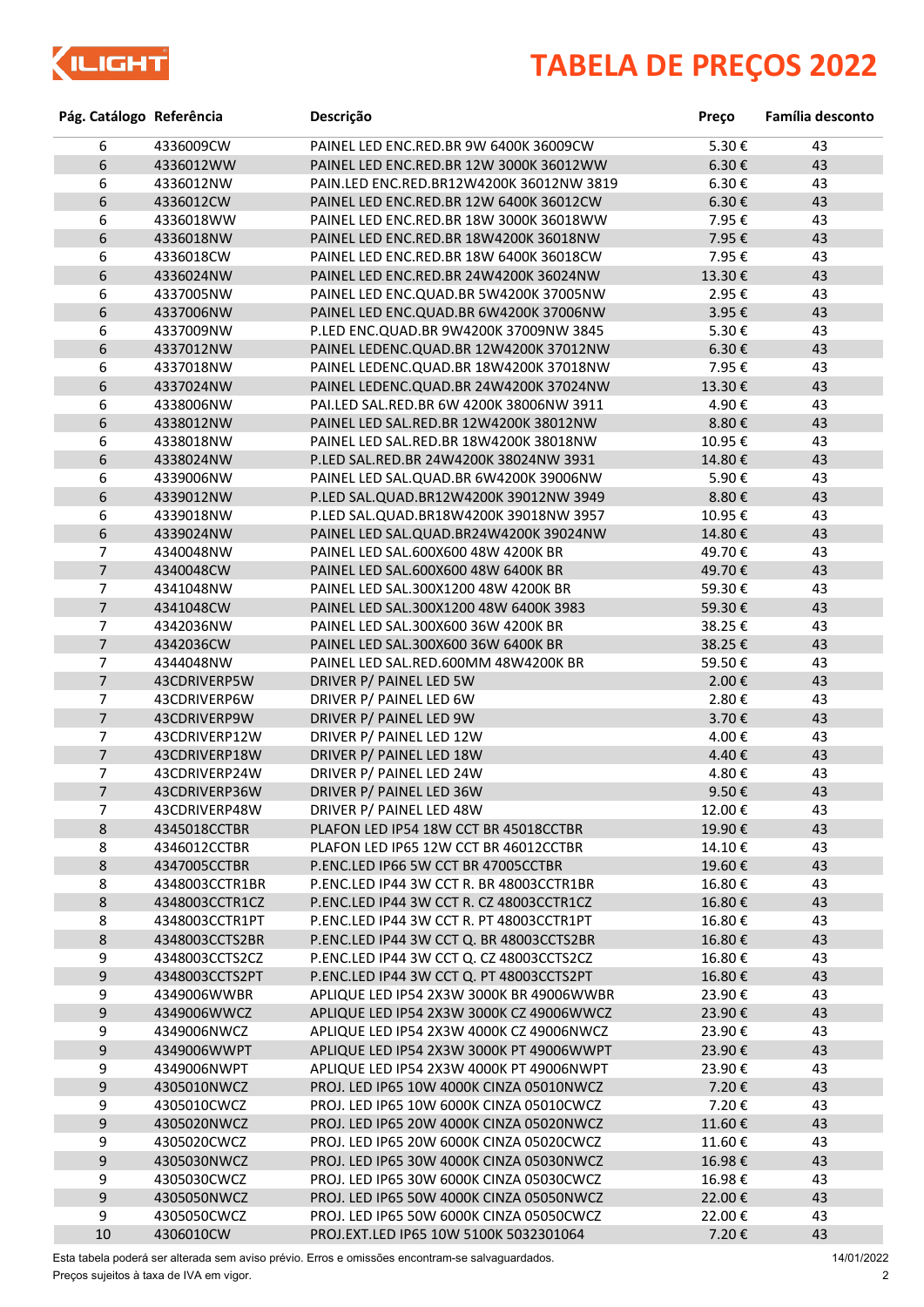# TABELA DE PREÇOS 2022

| Pág. Catálogo | Referência | Descrição | Preço | Família desconto |
|---|---|---|---|---|
| 6 | 4336009CW | PAINEL LED ENC.RED.BR 9W 6400K 36009CW | 5.30 € | 43 |
| 6 | 4336012WW | PAINEL LED ENC.RED.BR 12W 3000K 36012WW | 6.30 € | 43 |
| 6 | 4336012NW | PAIN.LED ENC.RED.BR12W4200K 36012NW 3819 | 6.30 € | 43 |
| 6 | 4336012CW | PAINEL LED ENC.RED.BR 12W 6400K 36012CW | 6.30 € | 43 |
| 6 | 4336018WW | PAINEL LED ENC.RED.BR 18W 3000K 36018WW | 7.95 € | 43 |
| 6 | 4336018NW | PAINEL LED ENC.RED.BR 18W4200K 36018NW | 7.95 € | 43 |
| 6 | 4336018CW | PAINEL LED ENC.RED.BR 18W 6400K 36018CW | 7.95 € | 43 |
| 6 | 4336024NW | PAINEL LED ENC.RED.BR 24W4200K 36024NW | 13.30 € | 43 |
| 6 | 4337005NW | PAINEL LED ENC.QUAD.BR 5W4200K 37005NW | 2.95 € | 43 |
| 6 | 4337006NW | PAINEL LED ENC.QUAD.BR 6W4200K 37006NW | 3.95 € | 43 |
| 6 | 4337009NW | P.LED ENC.QUAD.BR 9W4200K 37009NW 3845 | 5.30 € | 43 |
| 6 | 4337012NW | PAINEL LEDENC.QUAD.BR 12W4200K 37012NW | 6.30 € | 43 |
| 6 | 4337018NW | PAINEL LEDENC.QUAD.BR 18W4200K 37018NW | 7.95 € | 43 |
| 6 | 4337024NW | PAINEL LEDENC.QUAD.BR 24W4200K 37024NW | 13.30 € | 43 |
| 6 | 4338006NW | PAI.LED SAL.RED.BR 6W 4200K 38006NW 3911 | 4.90 € | 43 |
| 6 | 4338012NW | PAINEL LED SAL.RED.BR 12W4200K 38012NW | 8.80 € | 43 |
| 6 | 4338018NW | PAINEL LED SAL.RED.BR 18W4200K 38018NW | 10.95 € | 43 |
| 6 | 4338024NW | P.LED SAL.RED.BR 24W4200K 38024NW 3931 | 14.80 € | 43 |
| 6 | 4339006NW | PAINEL LED SAL.QUAD.BR 6W4200K 39006NW | 5.90 € | 43 |
| 6 | 4339012NW | P.LED SAL.QUAD.BR12W4200K 39012NW 3949 | 8.80 € | 43 |
| 6 | 4339018NW | P.LED SAL.QUAD.BR18W4200K 39018NW 3957 | 10.95 € | 43 |
| 6 | 4339024NW | PAINEL LED SAL.QUAD.BR24W4200K 39024NW | 14.80 € | 43 |
| 7 | 4340048NW | PAINEL LED SAL.600X600 48W 4200K BR | 49.70 € | 43 |
| 7 | 4340048CW | PAINEL LED SAL.600X600 48W 6400K BR | 49.70 € | 43 |
| 7 | 4341048NW | PAINEL LED SAL.300X1200 48W 4200K BR | 59.30 € | 43 |
| 7 | 4341048CW | PAINEL LED SAL.300X1200 48W 6400K 3983 | 59.30 € | 43 |
| 7 | 4342036NW | PAINEL LED SAL.300X600 36W 4200K BR | 38.25 € | 43 |
| 7 | 4342036CW | PAINEL LED SAL.300X600 36W 6400K BR | 38.25 € | 43 |
| 7 | 4344048NW | PAINEL LED SAL.RED.600MM 48W4200K BR | 59.50 € | 43 |
| 7 | 43CDRIVERP5W | DRIVER P/ PAINEL LED 5W | 2.00 € | 43 |
| 7 | 43CDRIVERP6W | DRIVER P/ PAINEL LED 6W | 2.80 € | 43 |
| 7 | 43CDRIVERP9W | DRIVER P/ PAINEL LED 9W | 3.70 € | 43 |
| 7 | 43CDRIVERP12W | DRIVER P/ PAINEL LED 12W | 4.00 € | 43 |
| 7 | 43CDRIVERP18W | DRIVER P/ PAINEL LED 18W | 4.40 € | 43 |
| 7 | 43CDRIVERP24W | DRIVER P/ PAINEL LED 24W | 4.80 € | 43 |
| 7 | 43CDRIVERP36W | DRIVER P/ PAINEL LED 36W | 9.50 € | 43 |
| 7 | 43CDRIVERP48W | DRIVER P/ PAINEL LED 48W | 12.00 € | 43 |
| 8 | 4345018CCTBR | PLAFON LED IP54 18W CCT BR 45018CCTBR | 19.90 € | 43 |
| 8 | 4346012CCTBR | PLAFON LED IP65 12W CCT BR 46012CCTBR | 14.10 € | 43 |
| 8 | 4347005CCTBR | P.ENC.LED IP66 5W CCT BR 47005CCTBR | 19.60 € | 43 |
| 8 | 4348003CCTR1BR | P.ENC.LED IP44 3W CCT R. BR 48003CCTR1BR | 16.80 € | 43 |
| 8 | 4348003CCTR1CZ | P.ENC.LED IP44 3W CCT R. CZ 48003CCTR1CZ | 16.80 € | 43 |
| 8 | 4348003CCTR1PT | P.ENC.LED IP44 3W CCT R. PT 48003CCTR1PT | 16.80 € | 43 |
| 8 | 4348003CCTS2BR | P.ENC.LED IP44 3W CCT Q. BR 48003CCTS2BR | 16.80 € | 43 |
| 9 | 4348003CCTS2CZ | P.ENC.LED IP44 3W CCT Q. CZ 48003CCTS2CZ | 16.80 € | 43 |
| 9 | 4348003CCTS2PT | P.ENC.LED IP44 3W CCT Q. PT 48003CCTS2PT | 16.80 € | 43 |
| 9 | 4349006WWBR | APLIQUE LED IP54 2X3W 3000K BR 49006WWBR | 23.90 € | 43 |
| 9 | 4349006WWCZ | APLIQUE LED IP54 2X3W 3000K CZ 49006WWCZ | 23.90 € | 43 |
| 9 | 4349006NWCZ | APLIQUE LED IP54 2X3W 4000K CZ 49006NWCZ | 23.90 € | 43 |
| 9 | 4349006WWPT | APLIQUE LED IP54 2X3W 3000K PT 49006WWPT | 23.90 € | 43 |
| 9 | 4349006NWPT | APLIQUE LED IP54 2X3W 4000K PT 49006NWPT | 23.90 € | 43 |
| 9 | 4305010NWCZ | PROJ. LED IP65 10W 4000K CINZA 05010NWCZ | 7.20 € | 43 |
| 9 | 4305010CWCZ | PROJ. LED IP65 10W 6000K CINZA 05010CWCZ | 7.20 € | 43 |
| 9 | 4305020NWCZ | PROJ. LED IP65 20W 4000K CINZA 05020NWCZ | 11.60 € | 43 |
| 9 | 4305020CWCZ | PROJ. LED IP65 20W 6000K CINZA 05020CWCZ | 11.60 € | 43 |
| 9 | 4305030NWCZ | PROJ. LED IP65 30W 4000K CINZA 05030NWCZ | 16.98 € | 43 |
| 9 | 4305030CWCZ | PROJ. LED IP65 30W 6000K CINZA 05030CWCZ | 16.98 € | 43 |
| 9 | 4305050NWCZ | PROJ. LED IP65 50W 4000K CINZA 05050NWCZ | 22.00 € | 43 |
| 9 | 4305050CWCZ | PROJ. LED IP65 50W 6000K CINZA 05050CWCZ | 22.00 € | 43 |
| 10 | 4306010CW | PROJ.EXT.LED IP65 10W 5100K 5032301064 | 7.20 € | 43 |

Esta tabela poderá ser alterada sem aviso prévio. Erros e omissões encontram-se salvaguardados. 14/01/2022

Preços sujeitos à taxa de IVA em vigor.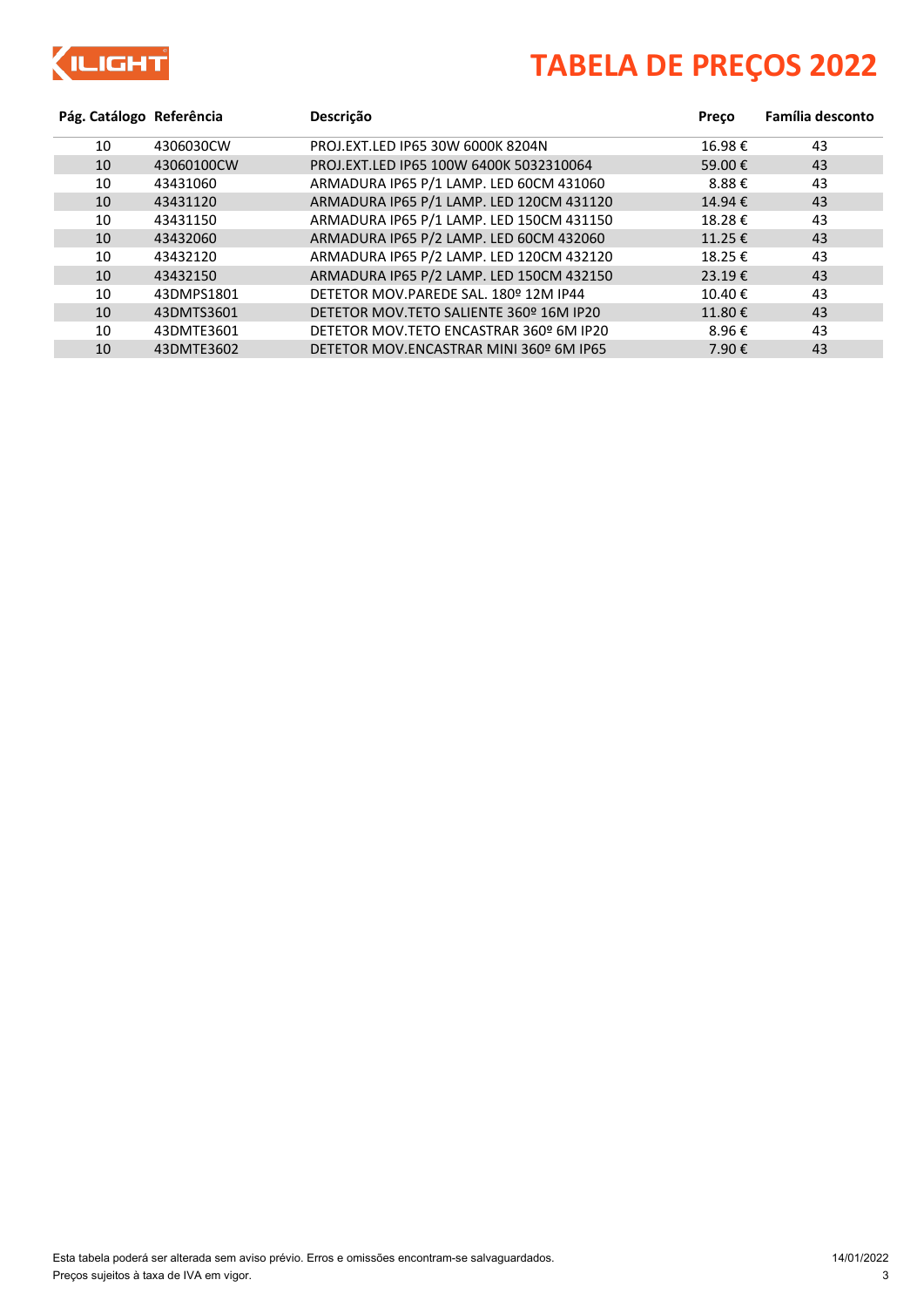# TABELA DE PREÇOS 2022

| Pág. Catálogo | Referência | Descrição | Preço | Família desconto |
|---|---|---|---|---|
| 10 | 4306030CW | PROJ.EXT.LED IP65 30W 6000K 8204N | 16.98 € | 43 |
| 10 | 43060100CW | PROJ.EXT.LED IP65 100W 6400K 5032310064 | 59.00 € | 43 |
| 10 | 43431060 | ARMADURA IP65 P/1 LAMP. LED 60CM 431060 | 8.88 € | 43 |
| 10 | 43431120 | ARMADURA IP65 P/1 LAMP. LED 120CM 431120 | 14.94 € | 43 |
| 10 | 43431150 | ARMADURA IP65 P/1 LAMP. LED 150CM 431150 | 18.28 € | 43 |
| 10 | 43432060 | ARMADURA IP65 P/2 LAMP. LED 60CM 432060 | 11.25 € | 43 |
| 10 | 43432120 | ARMADURA IP65 P/2 LAMP. LED 120CM 432120 | 18.25 € | 43 |
| 10 | 43432150 | ARMADURA IP65 P/2 LAMP. LED 150CM 432150 | 23.19 € | 43 |
| 10 | 43DMPS1801 | DETETOR MOV.PAREDE SAL. 180º 12M IP44 | 10.40 € | 43 |
| 10 | 43DMTS3601 | DETETOR MOV.TETO SALIENTE 360º 16M IP20 | 11.80 € | 43 |
| 10 | 43DMTE3601 | DETETOR MOV.TETO ENCASTRAR 360º 6M IP20 | 8.96 € | 43 |
| 10 | 43DMTE3602 | DETETOR MOV.ENCASTRAR MINI 360º 6M IP65 | 7.90 € | 43 |

Esta tabela poderá ser alterada sem aviso prévio. Erros e omissões encontram-se salvaguardados.

Preços sujeitos à taxa de IVA em vigor.

14/01/2022